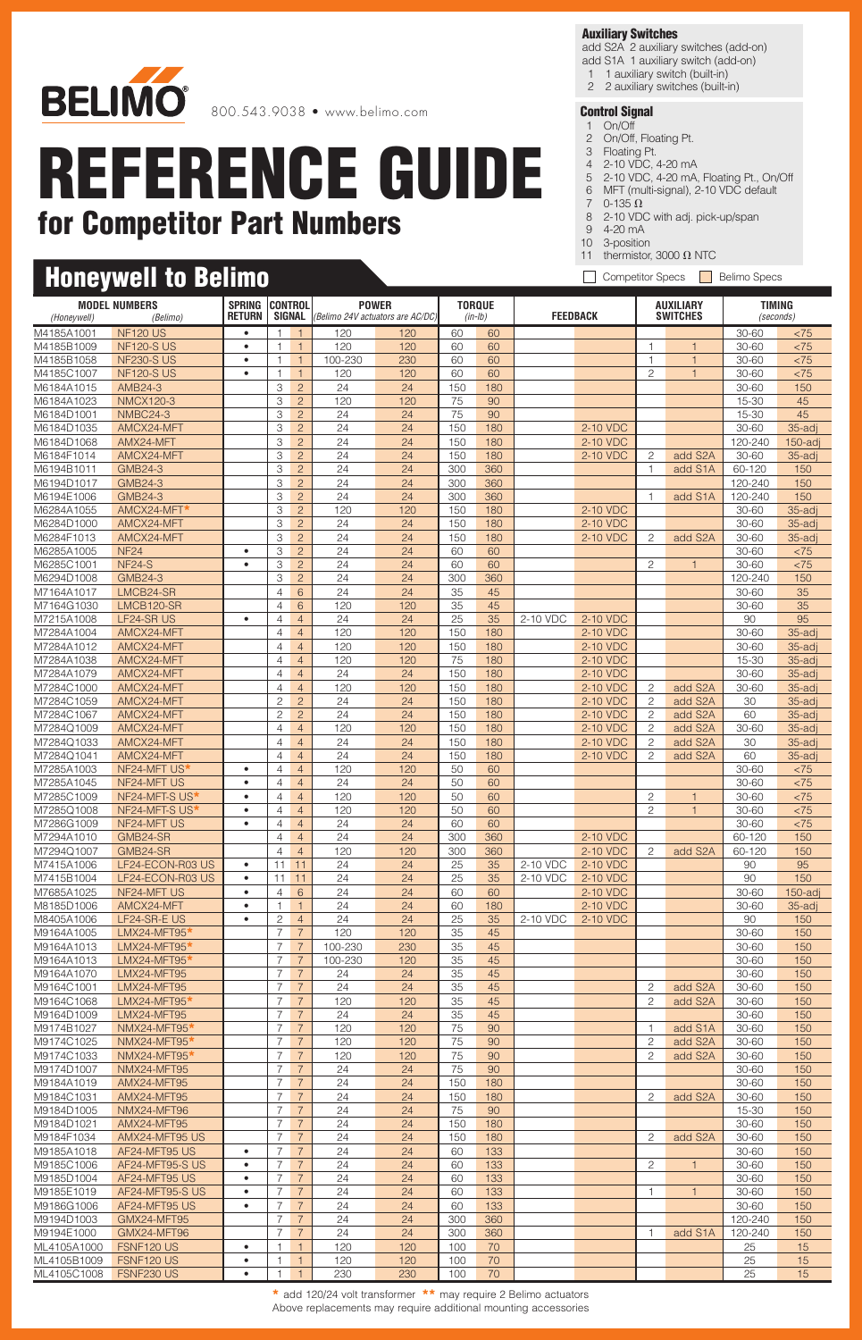BELIMO

800.543.9038 • www.belimo.com

# REFERENCE GUIDE
## for Competitor Part Numbers

**Auxiliary Switches**
add S2A 2 auxiliary switches (add-on)
add S1A 1 auxiliary switch (add-on)
1 1 auxiliary switch (built-in)
2 2 auxiliary switches (built-in)

**Control Signal**
1 On/Off
2 On/Off, Floating Pt.
3 Floating Pt.
4 2-10 VDC, 4-20 mA
5 2-10 VDC, 4-20 mA, Floating Pt., On/Off
6 MFT (multi-signal), 2-10 VDC default
7 0-135 Ω
8 2-10 VDC with adj. pick-up/span
9 4-20 mA
10 3-position
11 thermistor, 3000 Ω NTC

## Honeywell to Belimo

Competitor Specs | Belimo Specs

| MODEL NUMBERS (Honeywell) | MODEL NUMBERS (Belimo) | SPRING RETURN | CONTROL SIGNAL | | POWER (Belimo 24V actuators are AC/DC) | | TORQUE (in-lb) | | FEEDBACK | | AUXILIARY SWITCHES | | TIMING (seconds) | |
|---|---|---|---|---|---|---|---|---|---|---|---|---|---|---|
| M4185A1001 | NF120 US | • | 1 | 1 | 120 | 120 | 60 | 60 | | | | | 30-60 | <75 |
| M4185B1009 | NF120-S US | • | 1 | 1 | 120 | 120 | 60 | 60 | | | 1 | 1 | 30-60 | <75 |
| M4185B1058 | NF230-S US | • | 1 | 1 | 100-230 | 230 | 60 | 60 | | | 1 | 1 | 30-60 | <75 |
| M4185C1007 | NF120-S US | • | 1 | 1 | 120 | 120 | 60 | 60 | | | 2 | 1 | 30-60 | <75 |
| M6184A1015 | AMB24-3 | | 3 | 2 | 24 | 24 | 150 | 180 | | | | | 30-60 | 150 |
| M6184A1023 | NMCX120-3 | | 3 | 2 | 120 | 120 | 75 | 90 | | | | | 15-30 | 45 |
| M6184D1001 | NMBC24-3 | | 3 | 2 | 24 | 24 | 75 | 90 | | | | | 15-30 | 45 |
| M6184D1035 | AMCX24-MFT | | 3 | 2 | 24 | 24 | 150 | 180 | | 2-10 VDC | | | 30-60 | 35-adj |
| M6184D1068 | AMX24-MFT | | 3 | 2 | 24 | 24 | 150 | 180 | | 2-10 VDC | | | 120-240 | 150-adj |
| M6184F1014 | AMCX24-MFT | | 3 | 2 | 24 | 24 | 150 | 180 | | 2-10 VDC | 2 | add S2A | 30-60 | 35-adj |
| M6194B1011 | GMB24-3 | | 3 | 2 | 24 | 24 | 300 | 360 | | | 1 | add S1A | 60-120 | 150 |
| M6194D1017 | GMB24-3 | | 3 | 2 | 24 | 24 | 300 | 360 | | | | | 120-240 | 150 |
| M6194E1006 | GMB24-3 | | 3 | 2 | 24 | 24 | 300 | 360 | | | 1 | add S1A | 120-240 | 150 |
| M6284A1055 | AMCX24-MFT* | | 3 | 2 | 120 | 120 | 150 | 180 | | 2-10 VDC | | | 30-60 | 35-adj |
| M6284D1000 | AMCX24-MFT | | 3 | 2 | 24 | 24 | 150 | 180 | | 2-10 VDC | | | 30-60 | 35-adj |
| M6284F1013 | AMCX24-MFT | | 3 | 2 | 24 | 24 | 150 | 180 | | 2-10 VDC | 2 | add S2A | 30-60 | 35-adj |
| M6285A1005 | NF24 | • | 3 | 2 | 24 | 24 | 60 | 60 | | | | | 30-60 | <75 |
| M6285C1001 | NF24-S | • | 3 | 2 | 24 | 24 | 60 | 60 | | | 2 | 1 | 30-60 | <75 |
| M6294D1008 | GMB24-3 | | 3 | 2 | 24 | 24 | 300 | 360 | | | | | 120-240 | 150 |
| M7164A1017 | LMCB24-SR | | 4 | 6 | 24 | 24 | 35 | 45 | | | | | 30-60 | 35 |
| M7164G1030 | LMCB120-SR | | 4 | 6 | 120 | 120 | 35 | 45 | | | | | 30-60 | 35 |
| M7215A1008 | LF24-SR US | • | 4 | 4 | 24 | 24 | 25 | 35 | 2-10 VDC | 2-10 VDC | | | 90 | 95 |
| M7284A1004 | AMCX24-MFT | | 4 | 4 | 120 | 120 | 150 | 180 | | 2-10 VDC | | | 30-60 | 35-adj |
| M7284A1012 | AMCX24-MFT | | 4 | 4 | 120 | 120 | 150 | 180 | | 2-10 VDC | | | 30-60 | 35-adj |
| M7284A1038 | AMCX24-MFT | | 4 | 4 | 120 | 120 | 75 | 180 | | 2-10 VDC | | | 15-30 | 35-adj |
| M7284A1079 | AMCX24-MFT | | 4 | 4 | 24 | 24 | 150 | 180 | | 2-10 VDC | | | 30-60 | 35-adj |
| M7284C1000 | AMCX24-MFT | | 4 | 4 | 120 | 120 | 150 | 180 | | 2-10 VDC | 2 | add S2A | 30-60 | 35-adj |
| M7284C1059 | AMCX24-MFT | | 2 | 2 | 24 | 24 | 150 | 180 | | 2-10 VDC | 2 | add S2A | 30 | 35-adj |
| M7284C1067 | AMCX24-MFT | | 2 | 2 | 24 | 24 | 150 | 180 | | 2-10 VDC | 2 | add S2A | 60 | 35-adj |
| M7284Q1009 | AMCX24-MFT | | 4 | 4 | 120 | 120 | 150 | 180 | | 2-10 VDC | 2 | add S2A | 30-60 | 35-adj |
| M7284Q1033 | AMCX24-MFT | | 4 | 4 | 24 | 24 | 150 | 180 | | 2-10 VDC | 2 | add S2A | 30 | 35-adj |
| M7284Q1041 | AMCX24-MFT | | 4 | 4 | 24 | 24 | 150 | 180 | | 2-10 VDC | 2 | add S2A | 60 | 35-adj |
| M7285A1003 | NF24-MFT US* | • | 4 | 4 | 120 | 120 | 50 | 60 | | | | | 30-60 | <75 |
| M7285A1045 | NF24-MFT US | • | 4 | 4 | 24 | 24 | 50 | 60 | | | | | 30-60 | <75 |
| M7285C1009 | NF24-MFT-S US* | • | 4 | 4 | 120 | 120 | 50 | 60 | | | 2 | 1 | 30-60 | <75 |
| M7285Q1008 | NF24-MFT-S US* | • | 4 | 4 | 120 | 120 | 50 | 60 | | | 2 | 1 | 30-60 | <75 |
| M7286G1009 | NF24-MFT US | • | 4 | 4 | 24 | 24 | 60 | 60 | | | | | 30-60 | <75 |
| M7294A1010 | GMB24-SR | | 4 | 4 | 24 | 24 | 300 | 360 | | 2-10 VDC | | | 60-120 | 150 |
| M7294Q1007 | GMB24-SR | | 4 | 4 | 120 | 120 | 300 | 360 | | 2-10 VDC | 2 | add S2A | 60-120 | 150 |
| M7415A1006 | LF24-ECON-R03 US | • | 11 | 11 | 24 | 24 | 25 | 35 | 2-10 VDC | 2-10 VDC | | | 90 | 95 |
| M7415B1004 | LF24-ECON-R03 US | • | 11 | 11 | 24 | 24 | 25 | 35 | 2-10 VDC | 2-10 VDC | | | 90 | 150 |
| M7685A1025 | NF24-MFT US | • | 4 | 6 | 24 | 24 | 60 | 60 | | 2-10 VDC | | | 30-60 | 150-adj |
| M8185D1006 | AMCX24-MFT | • | 1 | 1 | 24 | 24 | 60 | 180 | | 2-10 VDC | | | 30-60 | 35-adj |
| M8405A1006 | LF24-SR-E US | • | 2 | 4 | 24 | 24 | 25 | 35 | 2-10 VDC | 2-10 VDC | | | 90 | 150 |
| M9164A1005 | LMX24-MFT95* | | 7 | 7 | 120 | 120 | 35 | 45 | | | | | 30-60 | 150 |
| M9164A1013 | LMX24-MFT95* | | 7 | 7 | 100-230 | 230 | 35 | 45 | | | | | 30-60 | 150 |
| M9164A1013 | LMX24-MFT95* | | 7 | 7 | 100-230 | 120 | 35 | 45 | | | | | 30-60 | 150 |
| M9164A1070 | LMX24-MFT95 | | 7 | 7 | 24 | 24 | 35 | 45 | | | | | 30-60 | 150 |
| M9164C1001 | LMX24-MFT95 | | 7 | 7 | 24 | 24 | 35 | 45 | | | 2 | add S2A | 30-60 | 150 |
| M9164C1068 | LMX24-MFT95* | | 7 | 7 | 120 | 120 | 35 | 45 | | | 2 | add S2A | 30-60 | 150 |
| M9164D1009 | LMX24-MFT95 | | 7 | 7 | 24 | 24 | 35 | 45 | | | | | 30-60 | 150 |
| M9174B1027 | NMX24-MFT95* | | 7 | 7 | 120 | 120 | 75 | 90 | | | 1 | add S1A | 30-60 | 150 |
| M9174C1025 | NMX24-MFT95* | | 7 | 7 | 120 | 120 | 75 | 90 | | | 2 | add S2A | 30-60 | 150 |
| M9174C1033 | NMX24-MFT95* | | 7 | 7 | 120 | 120 | 75 | 90 | | | 2 | add S2A | 30-60 | 150 |
| M9174D1007 | NMX24-MFT95 | | 7 | 7 | 24 | 24 | 75 | 90 | | | | | 30-60 | 150 |
| M9184A1019 | AMX24-MFT95 | | 7 | 7 | 24 | 24 | 150 | 180 | | | | | 30-60 | 150 |
| M9184C1031 | AMX24-MFT95 | | 7 | 7 | 24 | 24 | 150 | 180 | | | 2 | add S2A | 30-60 | 150 |
| M9184D1005 | NMX24-MFT96 | | 7 | 7 | 24 | 24 | 75 | 90 | | | | | 15-30 | 150 |
| M9184D1021 | AMX24-MFT95 | | 7 | 7 | 24 | 24 | 150 | 180 | | | | | 30-60 | 150 |
| M9184F1034 | AMX24-MFT95 US | | 7 | 7 | 24 | 24 | 150 | 180 | | | 2 | add S2A | 30-60 | 150 |
| M9185A1018 | AF24-MFT95 US | • | 7 | 7 | 24 | 24 | 60 | 133 | | | | | 30-60 | 150 |
| M9185C1006 | AF24-MFT95-S US | • | 7 | 7 | 24 | 24 | 60 | 133 | | | 2 | 1 | 30-60 | 150 |
| M9185D1004 | AF24-MFT95 US | • | 7 | 7 | 24 | 24 | 60 | 133 | | | | | 30-60 | 150 |
| M9185E1019 | AF24-MFT95-S US | • | 7 | 7 | 24 | 24 | 60 | 133 | | | 1 | 1 | 30-60 | 150 |
| M9186G1006 | AF24-MFT95 US | • | 7 | 7 | 24 | 24 | 60 | 133 | | | | | 30-60 | 150 |
| M9194D1003 | GMX24-MFT95 | | 7 | 7 | 24 | 24 | 300 | 360 | | | | | 120-240 | 150 |
| M9194E1000 | GMX24-MFT96 | | 7 | 7 | 24 | 24 | 300 | 360 | | | 1 | add S1A | 120-240 | 150 |
| ML4105A1000 | FSNF120 US | • | 1 | 1 | 120 | 120 | 100 | 70 | | | | | 25 | 15 |
| ML4105B1009 | FSNF120 US | • | 1 | 1 | 120 | 120 | 100 | 70 | | | | | 25 | 15 |
| ML4105C1008 | FSNF230 US | • | 1 | 1 | 230 | 230 | 100 | 70 | | | | | 25 | 15 |

\* add 120/24 volt transformer ** may require 2 Belimo actuators
Above replacements may require additional mounting accessories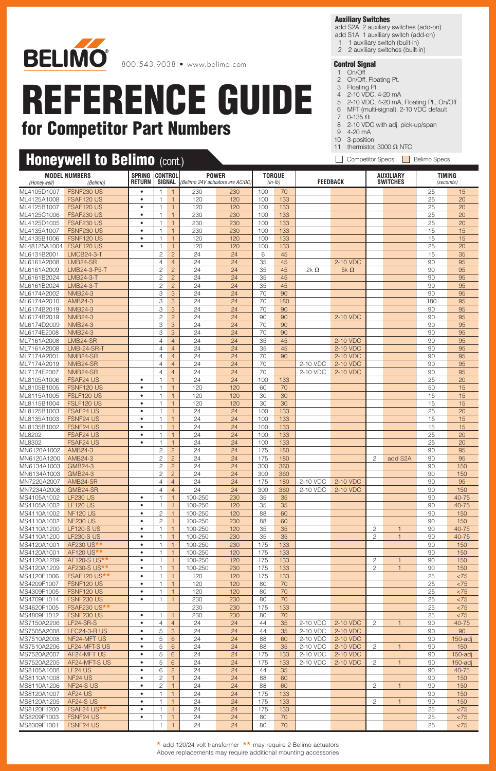# REFERENCE GUIDE

## for Competitor Part Numbers

800.543.9038 • www.belimo.com

**Auxiliary Switches**
add S2A 2 auxiliary switches (add-on)
add S1A 1 auxiliary switch (add-on)
1 1 auxiliary switch (built-in)
2 2 auxiliary switches (built-in)

**Control Signal**
1 On/Off
2 On/Off, Floating Pt.
3 Floating Pt.
4 2-10 VDC, 4-20 mA
5 2-10 VDC, 4-20 mA, Floating Pt., On/Off
6 MFT (multi-signal), 2-10 VDC default
7 0-135 Ω
8 2-10 VDC with adj. pick-up/span
9 4-20 mA
10 3-position
11 thermistor, 3000 Ω NTC

## Honeywell to Belimo (cont.)

Competitor Specs | Belimo Specs

| MODEL NUMBERS (Honeywell) | MODEL NUMBERS (Belimo) | SPRING RETURN | CONTROL SIGNAL | | POWER (Belimo 24V actuators are AC/DC) | | TORQUE (in-lb) | | FEEDBACK | | AUXILIARY SWITCHES | | TIMING (seconds) | |
|---|---|---|---|---|---|---|---|---|---|---|---|---|---|---|
| ML4105D1007 | FSNF230 US | • | 1 | 1 | 230 | 230 | 100 | 70 | | | | | 25 | 15 |
| ML4125A1008 | FSAF120 US | • | 1 | 1 | 120 | 120 | 100 | 133 | | | | | 25 | 20 |
| ML4125B1007 | FSAF120 US | • | 1 | 1 | 120 | 120 | 100 | 133 | | | | | 25 | 20 |
| ML4125C1006 | FSAF230 US | • | 1 | 1 | 230 | 230 | 100 | 133 | | | | | 25 | 20 |
| ML4125D1005 | FSAF230 US | • | 1 | 1 | 230 | 230 | 100 | 133 | | | | | 25 | 20 |
| ML4135A1007 | FSNF230 US | • | 1 | 1 | 230 | 230 | 100 | 133 | | | | | 15 | 15 |
| ML4135B1006 | FSNF120 US | • | 1 | 1 | 120 | 120 | 100 | 133 | | | | | 15 | 15 |
| ML48125A1004 | FSAF120 US | • | 1 | 1 | 120 | 120 | 100 | 133 | | | | | 25 | 20 |
| ML6131B2001 | LMCB24-3-T | | 2 | 2 | 24 | 24 | 6 | 45 | | | | | 15 | 35 |
| ML6161A2008 | LMB24-SR | | 4 | 4 | 24 | 24 | 35 | 45 | | 2-10 VDC | | | 90 | 95 |
| ML6161A2009 | LMB24-3-P5-T | | 2 | 2 | 24 | 24 | 35 | 45 | 2k Ω | 5k Ω | | | 90 | 95 |
| ML6161B2024 | LMB24-3-T | | 2 | 2 | 24 | 24 | 35 | 45 | | | | | 90 | 95 |
| ML6161B2024 | LMB24-3-T | | 2 | 2 | 24 | 24 | 35 | 45 | | | | | 90 | 95 |
| ML6174A2002 | NMB24-3 | | 3 | 3 | 24 | 24 | 70 | 90 | | | | | 90 | 95 |
| ML6174A2010 | AMB24-3 | | 3 | 3 | 24 | 24 | 70 | 180 | | | | | 180 | 95 |
| ML6174B2019 | NMB24-3 | | 3 | 3 | 24 | 24 | 70 | 90 | | | | | 90 | 95 |
| ML6174B2019 | NMB24-3 | | 2 | 2 | 24 | 24 | 90 | 90 | | 2-10 VDC | | | 90 | 95 |
| ML6174D2009 | NMB24-3 | | 3 | 3 | 24 | 24 | 70 | 90 | | | | | 90 | 95 |
| ML6174E2008 | NMB24-3 | | 3 | 3 | 24 | 24 | 70 | 90 | | | | | 90 | 95 |
| ML7161A2008 | LMB24-SR | | 4 | 4 | 24 | 24 | 35 | 45 | | 2-10 VDC | | | 90 | 95 |
| ML7161A2008 | LMB-24-SR-T | | 4 | 4 | 24 | 24 | 35 | 45 | | 2-10 VDC | | | 90 | 95 |
| ML7174A2001 | NMB24-SR | | 4 | 4 | 24 | 24 | 70 | 90 | | 2-10 VDC | | | 90 | 95 |
| ML7174A2019 | NMB24-SR | | 4 | 4 | 24 | 24 | 70 | | 2-10 VDC | 2-10 VDC | | | 90 | 95 |
| ML7174E2007 | NMB24-SR | | 4 | 4 | 24 | 24 | 70 | | 2-10 VDC | 2-10 VDC | | | 90 | 95 |
| ML8105A1006 | FSAF24 US | • | 1 | 1 | 24 | 24 | 100 | 133 | | | | | 25 | 20 |
| ML8105B1005 | FSNF120 US | • | 1 | 1 | 120 | 120 | 60 | 70 | | | | | 50 | 15 |
| ML8115A1005 | FSLF120 US | • | 1 | 1 | 120 | 120 | 30 | 30 | | | | | 15 | 15 |
| ML8115B1004 | FSLF120 US | • | 1 | 1 | 120 | 120 | 30 | 30 | | | | | 15 | 15 |
| ML8125B1003 | FSAF24 US | • | 1 | 1 | 24 | 24 | 100 | 133 | | | | | 25 | 20 |
| ML8135A1003 | FSNF24 US | • | 1 | 1 | 24 | 24 | 100 | 133 | | | | | 15 | 15 |
| ML8135B1002 | FSNF24 US | • | 1 | 1 | 24 | 24 | 100 | 133 | | | | | 15 | 15 |
| ML8202 | FSAF24 US | • | 1 | 1 | 24 | 24 | 100 | 133 | | | | | 25 | 20 |
| ML8302 | FSAF24 US | • | 1 | 1 | 24 | 24 | 100 | 133 | | | | | 25 | 20 |
| MN6120A1002 | AMB24-3 | | 2 | 2 | 24 | 24 | 175 | 180 | | | | | 90 | 95 |
| MN6120A1200 | AMB24-3 | | 2 | 2 | 24 | 24 | 175 | 180 | | | 2 | add S2A | 90 | 95 |
| MN6134A1003 | GMB24-3 | | 2 | 2 | 24 | 24 | 300 | 360 | | | | | 90 | 150 |
| MN6134A1003 | GMB24-3 | | 2 | 2 | 24 | 24 | 300 | 360 | | | | | 90 | 150 |
| MN7220A2007 | AMB24-SR | | 4 | 4 | 24 | 24 | 175 | 180 | 2-10 VDC | 2-10 VDC | | | 90 | 95 |
| MN7234A2008 | GMB24-SR | | 4 | 4 | 24 | 24 | 300 | 360 | 2-10 VDC | 2-10 VDC | | | 90 | 150 |
| MS4105A1002 | LF230 US | • | 1 | 1 | 100-250 | 230 | 35 | 35 | | | | | 90 | 40-75 |
| MS4105A1002 | LF120 US | • | 1 | 1 | 100-250 | 120 | 35 | 35 | | | | | 90 | 40-75 |
| MS4110A1002 | NF120 US | • | 2 | 1 | 100-250 | 120 | 88 | 60 | | | | | 90 | 150 |
| MS4110A1002 | NF230 US | • | 2 | 1 | 100-250 | 230 | 88 | 60 | | | | | 90 | 150 |
| MS4110A1200 | LF120-S US | • | 1 | 1 | 100-250 | 120 | 35 | 35 | | | 2 | 1 | 90 | 40-75 |
| MS4110A1200 | LF230-S US | • | 1 | 1 | 100-250 | 230 | 35 | 35 | | | 2 | 1 | 90 | 40-75 |
| MS4120A1001 | AF230 US** | • | 1 | 1 | 100-250 | 230 | 175 | 133 | | | | | 90 | 150 |
| MS4120A1001 | AF120 US** | • | 1 | 1 | 100-250 | 120 | 175 | 133 | | | | | 90 | 150 |
| MS4120A1209 | AF120-S US** | • | 1 | 1 | 100-250 | 120 | 175 | 133 | | | 2 | 1 | 90 | 150 |
| MS4120A1209 | AF230-S US** | • | 1 | 1 | 100-250 | 230 | 175 | 133 | | | 2 | 1 | 90 | 150 |
| MS4120F1006 | FSAF120 US** | • | 1 | 1 | 120 | 120 | 175 | 133 | | | | | 25 | <75 |
| MS4209F1007 | FSNF120 US | • | 1 | 1 | 120 | 120 | 80 | 70 | | | | | 25 | <75 |
| MS4309F1005 | FSNF120 US | • | 1 | 1 | 120 | 120 | 80 | 70 | | | | | 25 | <75 |
| MS4709F1014 | FSNF230 US | • | 1 | 1 | 230 | 230 | 80 | 70 | | | | | 25 | <75 |
| MS4620F1005 | FSAF230 US** | | | | 230 | 230 | 175 | 133 | | | | | 25 | <75 |
| MS4809F1012 | FSNF230 US | • | 1 | 1 | 230 | 230 | 80 | 70 | | | | | 25 | <75 |
| MS7150A2206 | LF24-SR-S | • | 4 | 4 | 24 | 24 | 44 | 35 | 2-10 VDC | 2-10 VDC | 2 | 1 | 90 | 40-75 |
| MS7505A2008 | LFC24-3-R US | • | 5 | 3 | 24 | 24 | 44 | 35 | 2-10 VDC | 2-10 VDC | | | 90 | 90 |
| MS7510A2008 | NF24-MFT US | • | 5 | 6 | 24 | 24 | 88 | 60 | 2-10 VDC | 2-10 VDC | | | 90 | 150-adj |
| MS7510A2206 | LF24-MFT-S US | • | 5 | 6 | 24 | 24 | 88 | 35 | 2-10 VDC | 2-10 VDC | 2 | 1 | 90 | 150 |
| MS7520A2007 | AF24-MFT US | • | 5 | 6 | 24 | 24 | 175 | 133 | 2-10 VDC | 2-10 VDC | | | 90 | 150-adj |
| MS7520A2205 | AF24-MFT-S US | • | 5 | 6 | 24 | 24 | 175 | 133 | 2-10 VDC | 2-10 VDC | 2 | 1 | 90 | 150-adj |
| MS8105A1008 | LF24 US | • | 6 | 2 | 24 | 24 | 44 | 35 | | | | | 90 | 40-75 |
| MS8110A1008 | NF24 US | • | 2 | 1 | 24 | 24 | 88 | 60 | | | | | 90 | 150 |
| MS8110A1206 | NF24-S US | • | 2 | 1 | 24 | 24 | 88 | 60 | | | 2 | 1 | 90 | 150 |
| MS8120A1007 | AF24 US | • | 1 | 1 | 24 | 24 | 175 | 133 | | | | | 90 | 150 |
| MS8120A1205 | AF24-S US | • | 1 | 1 | 24 | 24 | 175 | 133 | | | 2 | 1 | 90 | 150 |
| MS8120F1200 | FSAF24 US** | • | 1 | 1 | 24 | 24 | 175 | 133 | | | | | 25 | <75 |
| MS8209F1003 | FSNF24 US | • | 1 | 1 | 24 | 24 | 80 | 70 | | | | | 25 | <75 |
| MS8309F1001 | FSNF24 US | | 1 | 1 | 24 | 24 | 80 | 70 | | | | | 25 | <75 |

* add 120/24 volt transformer ** may require 2 Belimo actuators
Above replacements may require additional mounting accessories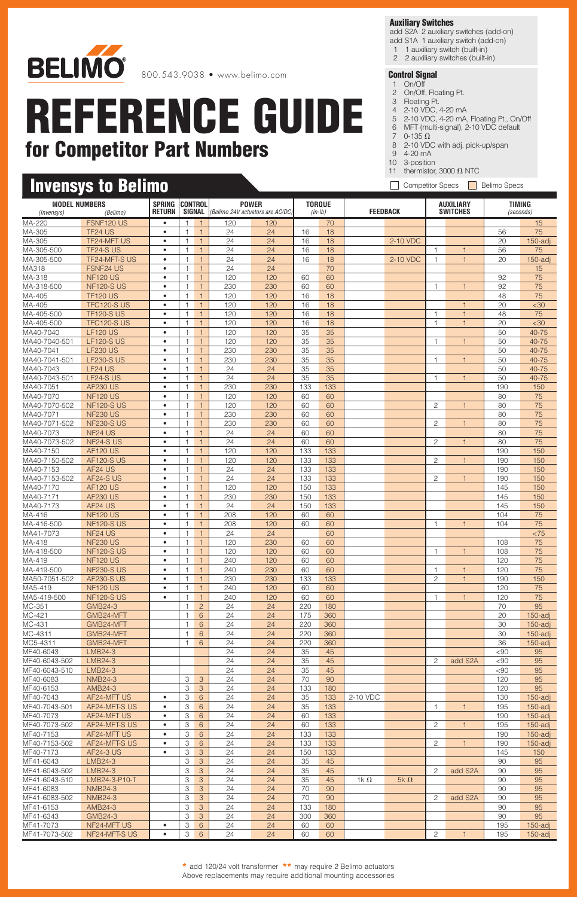# REFERENCE GUIDE

## for Competitor Part Numbers

800.543.9038 • www.belimo.com

**Auxiliary Switches**
add S2A 2 auxiliary switches (add-on)
add S1A 1 auxiliary switch (add-on)
1 1 auxiliary switch (built-in)
2 2 auxiliary switches (built-in)

**Control Signal**
1 On/Off
2 On/Off, Floating Pt.
3 Floating Pt.
4 2-10 VDC, 4-20 mA
5 2-10 VDC, 4-20 mA, Floating Pt., On/Off
6 MFT (multi-signal), 2-10 VDC default
7 0-135 Ω
8 2-10 VDC with adj. pick-up/span
9 4-20 mA
10 3-position
11 thermistor, 3000 Ω NTC

## Invensys to Belimo

Competitor Specs / Belimo Specs

| MODEL NUMBERS (Invensys) | (Belimo) | SPRING RETURN | CONTROL SIGNAL | | POWER (Belimo 24V actuators are AC/DC) | | TORQUE (in-lb) | | FEEDBACK | | AUXILIARY SWITCHES | | TIMING (seconds) | |
|---|---|---|---|---|---|---|---|---|---|---|---|---|---|---|
| MA-220 | FSNF120 US | • | 1 | 1 | 120 | 120 | | 70 | | | | | | 15 |
| MA-305 | TF24 US | • | 1 | 1 | 24 | 24 | 16 | 18 | | | | | 56 | 75 |
| MA-305 | TF24-MFT US | • | 1 | 1 | 24 | 24 | 16 | 18 | | 2-10 VDC | | | 20 | 150-adj |
| MA-305-500 | TF24-S US | • | 1 | 1 | 24 | 24 | 16 | 18 | | | 1 | 1 | 56 | 75 |
| MA-305-500 | TF24-MFT-S US | • | 1 | 1 | 24 | 24 | 16 | 18 | | 2-10 VDC | 1 | 1 | 20 | 150-adj |
| MA318 | FSNF24 US | • | 1 | 1 | 24 | 24 | | 70 | | | | | | 15 |
| MA-318 | NF120 US | • | 1 | 1 | 120 | 120 | 60 | 60 | | | | | 92 | 75 |
| MA-318-500 | NF120-S US | • | 1 | 1 | 230 | 230 | 60 | 60 | | | 1 | 1 | 92 | 75 |
| MA-405 | TF120 US | • | 1 | 1 | 120 | 120 | 16 | 18 | | | | | 48 | 75 |
| MA-405 | TFC120-S US | • | 1 | 1 | 120 | 120 | 16 | 18 | | | | 1 | 20 | <30 |
| MA-405-500 | TF120-S US | • | 1 | 1 | 120 | 120 | 16 | 18 | | | 1 | 1 | 48 | 75 |
| MA-405-500 | TFC120-S US | • | 1 | 1 | 120 | 120 | 16 | 18 | | | 1 | 1 | 20 | <30 |
| MA40-7040 | LF120 US | • | 1 | 1 | 120 | 120 | 35 | 35 | | | | | 50 | 40-75 |
| MA40-7040-501 | LF120-S US | • | 1 | 1 | 120 | 120 | 35 | 35 | | | 1 | 1 | 50 | 40-75 |
| MA40-7041 | LF230 US | • | 1 | 1 | 230 | 230 | 35 | 35 | | | | | 50 | 40-75 |
| MA40-7041-501 | LF230-S US | • | 1 | 1 | 230 | 230 | 35 | 35 | | | 1 | 1 | 50 | 40-75 |
| MA40-7043 | LF24 US | • | 1 | 1 | 24 | 24 | 35 | 35 | | | | | 50 | 40-75 |
| MA40-7043-501 | LF24-S US | • | 1 | 1 | 24 | 24 | 35 | 35 | | | 1 | 1 | 50 | 40-75 |
| MA40-7051 | AF230 US | • | 1 | 1 | 230 | 230 | 133 | 133 | | | | | 190 | 150 |
| MA40-7070 | NF120 US | • | 1 | 1 | 120 | 120 | 60 | 60 | | | | | 80 | 75 |
| MA40-7070-502 | NF120-S US | • | 1 | 1 | 120 | 120 | 60 | 60 | | | 2 | 1 | 80 | 75 |
| MA40-7071 | NF230 US | • | 1 | 1 | 230 | 230 | 60 | 60 | | | | | 80 | 75 |
| MA40-7071-502 | NF230-S US | • | 1 | 1 | 230 | 230 | 60 | 60 | | | 2 | 1 | 80 | 75 |
| MA40-7073 | NF24 US | • | 1 | 1 | 24 | 24 | 60 | 60 | | | | | 80 | 75 |
| MA40-7073-502 | NF24-S US | • | 1 | 1 | 24 | 24 | 60 | 60 | | | 2 | 1 | 80 | 75 |
| MA40-7150 | AF120 US | • | 1 | 1 | 120 | 120 | 133 | 133 | | | | | 190 | 150 |
| MA40-7150-502 | AF120-S US | • | 1 | 1 | 120 | 120 | 133 | 133 | | | 2 | 1 | 190 | 150 |
| MA40-7153 | AF24 US | • | 1 | 1 | 24 | 24 | 133 | 133 | | | | | 190 | 150 |
| MA40-7153-502 | AF24-S US | • | 1 | 1 | 24 | 24 | 133 | 133 | | | 2 | 1 | 190 | 150 |
| MA40-7170 | AF120 US | • | 1 | 1 | 120 | 120 | 150 | 133 | | | | | 145 | 150 |
| MA40-7171 | AF230 US | • | 1 | 1 | 230 | 230 | 150 | 133 | | | | | 145 | 150 |
| MA40-7173 | AF24 US | • | 1 | 1 | 24 | 24 | 150 | 133 | | | | | 145 | 150 |
| MA-416 | NF120 US | • | 1 | 1 | 208 | 120 | 60 | 60 | | | | | 104 | 75 |
| MA-416-500 | NF120-S US | • | 1 | 1 | 208 | 120 | 60 | 60 | | | 1 | 1 | 104 | 75 |
| MA41-7073 | NF24 US | • | 1 | 1 | 24 | 24 | | 60 | | | | | | <75 |
| MA-418 | NF230 US | • | 1 | 1 | 120 | 230 | 60 | 60 | | | | | 108 | 75 |
| MA-418-500 | NF120-S US | • | 1 | 1 | 120 | 120 | 60 | 60 | | | 1 | 1 | 108 | 75 |
| MA-419 | NF120 US | • | 1 | 1 | 240 | 120 | 60 | 60 | | | | | 120 | 75 |
| MA-419-500 | NF230-S US | • | 1 | 1 | 240 | 230 | 60 | 60 | | | 1 | 1 | 120 | 75 |
| MA50-7051-502 | AF230-S US | • | 1 | 1 | 230 | 230 | 133 | 133 | | | 2 | 1 | 190 | 150 |
| MA5-419 | NF120 US | • | 1 | 1 | 240 | 120 | 60 | 60 | | | | | 120 | 75 |
| MA5-419-500 | NF120-S US | • | 1 | 1 | 240 | 120 | 60 | 60 | | | 1 | 1 | 120 | 75 |
| MC-351 | GMB24-3 | | 1 | 2 | 24 | 24 | 220 | 180 | | | | | 70 | 95 |
| MC-421 | GMB24-MFT | | 1 | 6 | 24 | 24 | 175 | 360 | | | | | 20 | 150-adj |
| MC-431 | GMB24-MFT | | 1 | 6 | 24 | 24 | 220 | 360 | | | | | 30 | 150-adj |
| MC-4311 | GMB24-MFT | | 1 | 6 | 24 | 24 | 220 | 360 | | | | | 30 | 150-adj |
| MC5-4311 | GMB24-MFT | | 1 | 6 | 24 | 24 | 220 | 360 | | | | | 36 | 150-adj |
| MF40-6043 | LMB24-3 | | | | 24 | 24 | 35 | 45 | | | | | <90 | 95 |
| MF40-6043-502 | LMB24-3 | | | | 24 | 24 | 35 | 45 | | | 2 | add S2A | <90 | 95 |
| MF40-6043-510 | LMB24-3 | | | | 24 | 24 | 35 | 45 | | | | | <90 | 95 |
| MF40-6083 | NMB24-3 | | 3 | 3 | 24 | 24 | 70 | 90 | | | | | 120 | 95 |
| MF40-6153 | AMB24-3 | | 3 | 3 | 24 | 24 | 133 | 180 | | | | | 120 | 95 |
| MF40-7043 | AF24-MFT US | • | 3 | 6 | 24 | 24 | 35 | 133 | 2-10 VDC | | | | 130 | 150-adj |
| MF40-7043-501 | AF24-MFT-S US | • | 3 | 6 | 24 | 24 | 35 | 133 | | | 1 | 1 | 195 | 150-adj |
| MF40-7073 | AF24-MFT US | • | 3 | 6 | 24 | 24 | 60 | 133 | | | | | 190 | 150-adj |
| MF40-7073-502 | AF24-MFT-S US | • | 3 | 6 | 24 | 24 | 60 | 133 | | | 2 | 1 | 195 | 150-adj |
| MF40-7153 | AF24-MFT US | • | 3 | 6 | 24 | 24 | 133 | 133 | | | | | 190 | 150-adj |
| MF40-7153-502 | AF24-MFT-S US | • | 3 | 6 | 24 | 24 | 133 | 133 | | | 2 | 1 | 190 | 150-adj |
| MF40-7173 | AF24-3 US | • | 3 | 3 | 24 | 24 | 150 | 133 | | | | | 145 | 150 |
| MF41-6043 | LMB24-3 | | 3 | 3 | 24 | 24 | 35 | 45 | | | | | 90 | 95 |
| MF41-6043-502 | LMB24-3 | | 3 | 3 | 24 | 24 | 35 | 45 | | | 2 | add S2A | 90 | 95 |
| MF41-6043-510 | LMB24-3-P10-T | | 3 | 3 | 24 | 24 | 35 | 45 | 1k Ω | 5k Ω | | | 90 | 95 |
| MF41-6083 | NMB24-3 | | 3 | 3 | 24 | 24 | 70 | 90 | | | | | 90 | 95 |
| MF41-6083-502 | NMB24-3 | | 3 | 3 | 24 | 24 | 70 | 90 | | | 2 | add S2A | 90 | 95 |
| MF41-6153 | AMB24-3 | | 3 | 3 | 24 | 24 | 133 | 180 | | | | | 90 | 95 |
| MF41-6343 | GMB24-3 | | 3 | 3 | 24 | 24 | 300 | 360 | | | | | 90 | 95 |
| MF41-7073 | NF24-MFT US | • | 3 | 6 | 24 | 24 | 60 | 60 | | | | | 195 | 150-adj |
| MF41-7073-502 | NF24-MFT-S US | • | 3 | 6 | 24 | 24 | 60 | 60 | | | 2 | 1 | 195 | 150-adj |

\* add 120/24 volt transformer \*\* may require 2 Belimo actuators
Above replacements may require additional mounting accessories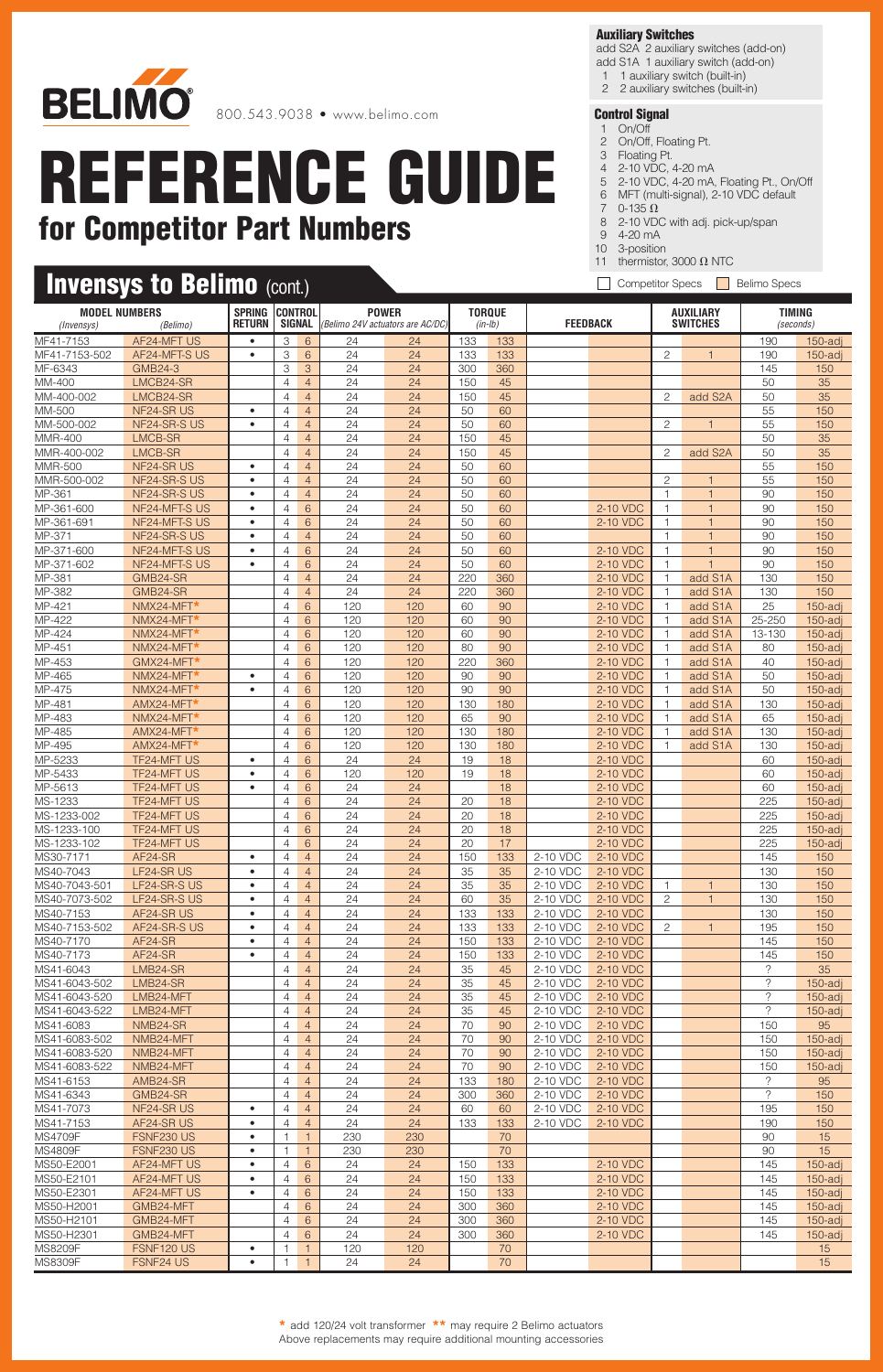# BELIMO

800.543.9038 • www.belimo.com

# REFERENCE GUIDE
## for Competitor Part Numbers

**Auxiliary Switches**
add S2A 2 auxiliary switches (add-on)
add S1A 1 auxiliary switch (add-on)
1 1 auxiliary switch (built-in)
2 2 auxiliary switches (built-in)

**Control Signal**
1 On/Off
2 On/Off, Floating Pt.
3 Floating Pt.
4 2-10 VDC, 4-20 mA
5 2-10 VDC, 4-20 mA, Floating Pt., On/Off
6 MFT (multi-signal), 2-10 VDC default
7 0-135 Ω
8 2-10 VDC with adj. pick-up/span
9 4-20 mA
10 3-position
11 thermistor, 3000 Ω NTC

## Invensys to Belimo (cont.)

Competitor Specs | Belimo Specs

| MODEL NUMBERS (Invensys) | MODEL NUMBERS (Belimo) | SPRING RETURN | CONTROL SIGNAL | | POWER (Belimo 24V actuators are AC/DC) | | TORQUE (in-lb) | | FEEDBACK | | AUXILIARY SWITCHES | | TIMING (seconds) | |
|---|---|---|---|---|---|---|---|---|---|---|---|---|---|---|
| MF41-7153 | AF24-MFT US | • | 3 | 6 | 24 | 24 | 133 | 133 | | | | | 190 | 150-adj |
| MF41-7153-502 | AF24-MFT-S US | • | 3 | 6 | 24 | 24 | 133 | 133 | | | 2 | 1 | 190 | 150-adj |
| MF-6343 | GMB24-3 | | 3 | 3 | 24 | 24 | 300 | 360 | | | | | 145 | 150 |
| MM-400 | LMCB24-SR | | 4 | 4 | 24 | 24 | 150 | 45 | | | | | 50 | 35 |
| MM-400-002 | LMCB24-SR | | 4 | 4 | 24 | 24 | 150 | 45 | | | 2 | add S2A | 50 | 35 |
| MM-500 | NF24-SR US | • | 4 | 4 | 24 | 24 | 50 | 60 | | | | | 55 | 150 |
| MM-500-002 | NF24-SR-S US | • | 4 | 4 | 24 | 24 | 50 | 60 | | | 2 | 1 | 55 | 150 |
| MMR-400 | LMCB-SR | | 4 | 4 | 24 | 24 | 150 | 45 | | | | | 50 | 35 |
| MMR-400-002 | LMCB-SR | | 4 | 4 | 24 | 24 | 150 | 45 | | | 2 | add S2A | 50 | 35 |
| MMR-500 | NF24-SR US | • | 4 | 4 | 24 | 24 | 50 | 60 | | | | | 55 | 150 |
| MMR-500-002 | NF24-SR-S US | • | 4 | 4 | 24 | 24 | 50 | 60 | | | 2 | 1 | 55 | 150 |
| MP-361 | NF24-SR-S US | • | 4 | 4 | 24 | 24 | 50 | 60 | | | 1 | 1 | 90 | 150 |
| MP-361-600 | NF24-MFT-S US | • | 4 | 6 | 24 | 24 | 50 | 60 | | 2-10 VDC | 1 | 1 | 90 | 150 |
| MP-361-691 | NF24-MFT-S US | • | 4 | 6 | 24 | 24 | 50 | 60 | | 2-10 VDC | 1 | 1 | 90 | 150 |
| MP-371 | NF24-SR-S US | • | 4 | 4 | 24 | 24 | 50 | 60 | | | 1 | 1 | 90 | 150 |
| MP-371-600 | NF24-MFT-S US | • | 4 | 6 | 24 | 24 | 50 | 60 | | 2-10 VDC | 1 | 1 | 90 | 150 |
| MP-371-602 | NF24-MFT-S US | • | 4 | 6 | 24 | 24 | 50 | 60 | | 2-10 VDC | 1 | 1 | 90 | 150 |
| MP-381 | GMB24-SR | | 4 | 4 | 24 | 24 | 220 | 360 | | 2-10 VDC | 1 | add S1A | 130 | 150 |
| MP-382 | GMB24-SR | | 4 | 4 | 24 | 24 | 220 | 360 | | 2-10 VDC | 1 | add S1A | 130 | 150 |
| MP-421 | NMX24-MFT* | | 4 | 6 | 120 | 120 | 60 | 90 | | 2-10 VDC | 1 | add S1A | 25 | 150-adj |
| MP-422 | NMX24-MFT* | | 4 | 6 | 120 | 120 | 60 | 90 | | 2-10 VDC | 1 | add S1A | 25-250 | 150-adj |
| MP-424 | NMX24-MFT* | | 4 | 6 | 120 | 120 | 60 | 90 | | 2-10 VDC | 1 | add S1A | 13-130 | 150-adj |
| MP-451 | NMX24-MFT* | | 4 | 6 | 120 | 120 | 80 | 90 | | 2-10 VDC | 1 | add S1A | 80 | 150-adj |
| MP-453 | GMX24-MFT* | | 4 | 6 | 120 | 120 | 220 | 360 | | 2-10 VDC | 1 | add S1A | 40 | 150-adj |
| MP-465 | NMX24-MFT* | • | 4 | 6 | 120 | 120 | 90 | 90 | | 2-10 VDC | 1 | add S1A | 50 | 150-adj |
| MP-475 | NMX24-MFT* | • | 4 | 6 | 120 | 120 | 90 | 90 | | 2-10 VDC | 1 | add S1A | 50 | 150-adj |
| MP-481 | AMX24-MFT* | | 4 | 6 | 120 | 120 | 130 | 180 | | 2-10 VDC | 1 | add S1A | 130 | 150-adj |
| MP-483 | NMX24-MFT* | | 4 | 6 | 120 | 120 | 65 | 90 | | 2-10 VDC | 1 | add S1A | 65 | 150-adj |
| MP-485 | AMX24-MFT* | | 4 | 6 | 120 | 120 | 130 | 180 | | 2-10 VDC | 1 | add S1A | 130 | 150-adj |
| MP-495 | AMX24-MFT* | | 4 | 6 | 120 | 120 | 130 | 180 | | 2-10 VDC | 1 | add S1A | 130 | 150-adj |
| MP-5233 | TF24-MFT US | • | 4 | 6 | 24 | 24 | 19 | 18 | | 2-10 VDC | | | 60 | 150-adj |
| MP-5433 | TF24-MFT US | • | 4 | 6 | 120 | 120 | 19 | 18 | | 2-10 VDC | | | 60 | 150-adj |
| MP-5613 | TF24-MFT US | • | 4 | 6 | 24 | 24 | | 18 | | 2-10 VDC | | | 60 | 150-adj |
| MS-1233 | TF24-MFT US | | 4 | 6 | 24 | 24 | 20 | 18 | | 2-10 VDC | | | 225 | 150-adj |
| MS-1233-002 | TF24-MFT US | | 4 | 6 | 24 | 24 | 20 | 18 | | 2-10 VDC | | | 225 | 150-adj |
| MS-1233-100 | TF24-MFT US | | 4 | 6 | 24 | 24 | 20 | 18 | | 2-10 VDC | | | 225 | 150-adj |
| MS-1233-102 | TF24-MFT US | | 4 | 6 | 24 | 24 | 20 | 17 | | 2-10 VDC | | | 225 | 150-adj |
| MS30-7171 | AF24-SR | • | 4 | 4 | 24 | 24 | 150 | 133 | 2-10 VDC | 2-10 VDC | | | 145 | 150 |
| MS40-7043 | LF24-SR US | • | 4 | 4 | 24 | 24 | 35 | 35 | 2-10 VDC | 2-10 VDC | | | 130 | 150 |
| MS40-7043-501 | LF24-SR-S US | • | 4 | 4 | 24 | 24 | 35 | 35 | 2-10 VDC | 2-10 VDC | 1 | 1 | 130 | 150 |
| MS40-7073-502 | LF24-SR-S US | • | 4 | 4 | 24 | 24 | 60 | 35 | 2-10 VDC | 2-10 VDC | 2 | 1 | 130 | 150 |
| MS40-7153 | AF24-SR US | • | 4 | 4 | 24 | 24 | 133 | 133 | 2-10 VDC | 2-10 VDC | | | 130 | 150 |
| MS40-7153-502 | AF24-SR-S US | • | 4 | 4 | 24 | 24 | 133 | 133 | 2-10 VDC | 2-10 VDC | 2 | 1 | 195 | 150 |
| MS40-7170 | AF24-SR | • | 4 | 4 | 24 | 24 | 150 | 133 | 2-10 VDC | 2-10 VDC | | | 145 | 150 |
| MS40-7173 | AF24-SR | • | 4 | 4 | 24 | 24 | 150 | 133 | 2-10 VDC | 2-10 VDC | | | 145 | 150 |
| MS41-6043 | LMB24-SR | | 4 | 4 | 24 | 24 | 35 | 45 | 2-10 VDC | 2-10 VDC | | | ? | 35 |
| MS41-6043-502 | LMB24-SR | | 4 | 4 | 24 | 24 | 35 | 45 | 2-10 VDC | 2-10 VDC | | | ? | 150-adj |
| MS41-6043-520 | LMB24-MFT | | 4 | 4 | 24 | 24 | 35 | 45 | 2-10 VDC | 2-10 VDC | | | ? | 150-adj |
| MS41-6043-522 | LMB24-MFT | | 4 | 4 | 24 | 24 | 35 | 45 | 2-10 VDC | 2-10 VDC | | | ? | 150-adj |
| MS41-6083 | NMB24-SR | | 4 | 4 | 24 | 24 | 70 | 90 | 2-10 VDC | 2-10 VDC | | | 150 | 95 |
| MS41-6083-502 | NMB24-MFT | | 4 | 4 | 24 | 24 | 70 | 90 | 2-10 VDC | 2-10 VDC | | | 150 | 150-adj |
| MS41-6083-520 | NMB24-MFT | | 4 | 4 | 24 | 24 | 70 | 90 | 2-10 VDC | 2-10 VDC | | | 150 | 150-adj |
| MS41-6083-522 | NMB24-MFT | | 4 | 4 | 24 | 24 | 70 | 90 | 2-10 VDC | 2-10 VDC | | | 150 | 150-adj |
| MS41-6153 | AMB24-SR | | 4 | 4 | 24 | 24 | 133 | 180 | 2-10 VDC | 2-10 VDC | | | ? | 95 |
| MS41-6343 | GMB24-SR | | 4 | 4 | 24 | 24 | 300 | 360 | 2-10 VDC | 2-10 VDC | | | ? | 150 |
| MS41-7073 | NF24-SR US | • | 4 | 4 | 24 | 24 | 60 | 60 | 2-10 VDC | 2-10 VDC | | | 195 | 150 |
| MS41-7153 | AF24-SR US | • | 4 | 4 | 24 | 24 | 133 | 133 | 2-10 VDC | 2-10 VDC | | | 190 | 150 |
| MS4709F | FSNF230 US | • | 1 | 1 | 230 | 230 | | 70 | | | | | 90 | 15 |
| MS4809F | FSNF230 US | • | 1 | 1 | 230 | 230 | | 70 | | | | | 90 | 15 |
| MS50-E2001 | AF24-MFT US | • | 4 | 6 | 24 | 24 | 150 | 133 | | 2-10 VDC | | | 145 | 150-adj |
| MS50-E2101 | AF24-MFT US | • | 4 | 6 | 24 | 24 | 150 | 133 | | 2-10 VDC | | | 145 | 150-adj |
| MS50-E2301 | AF24-MFT US | • | 4 | 6 | 24 | 24 | 150 | 133 | | 2-10 VDC | | | 145 | 150-adj |
| MS50-H2001 | GMB24-MFT | | 4 | 6 | 24 | 24 | 300 | 360 | | 2-10 VDC | | | 145 | 150-adj |
| MS50-H2101 | GMB24-MFT | | 4 | 6 | 24 | 24 | 300 | 360 | | 2-10 VDC | | | 145 | 150-adj |
| MS50-H2301 | GMB24-MFT | | 4 | 6 | 24 | 24 | 300 | 360 | | 2-10 VDC | | | 145 | 150-adj |
| MS8209F | FSNF120 US | • | 1 | 1 | 120 | 120 | | 70 | | | | | | 15 |
| MS8309F | FSNF24 US | • | 1 | 1 | 24 | 24 | | 70 | | | | | | 15 |

\* add 120/24 volt transformer ** may require 2 Belimo actuators
Above replacements may require additional mounting accessories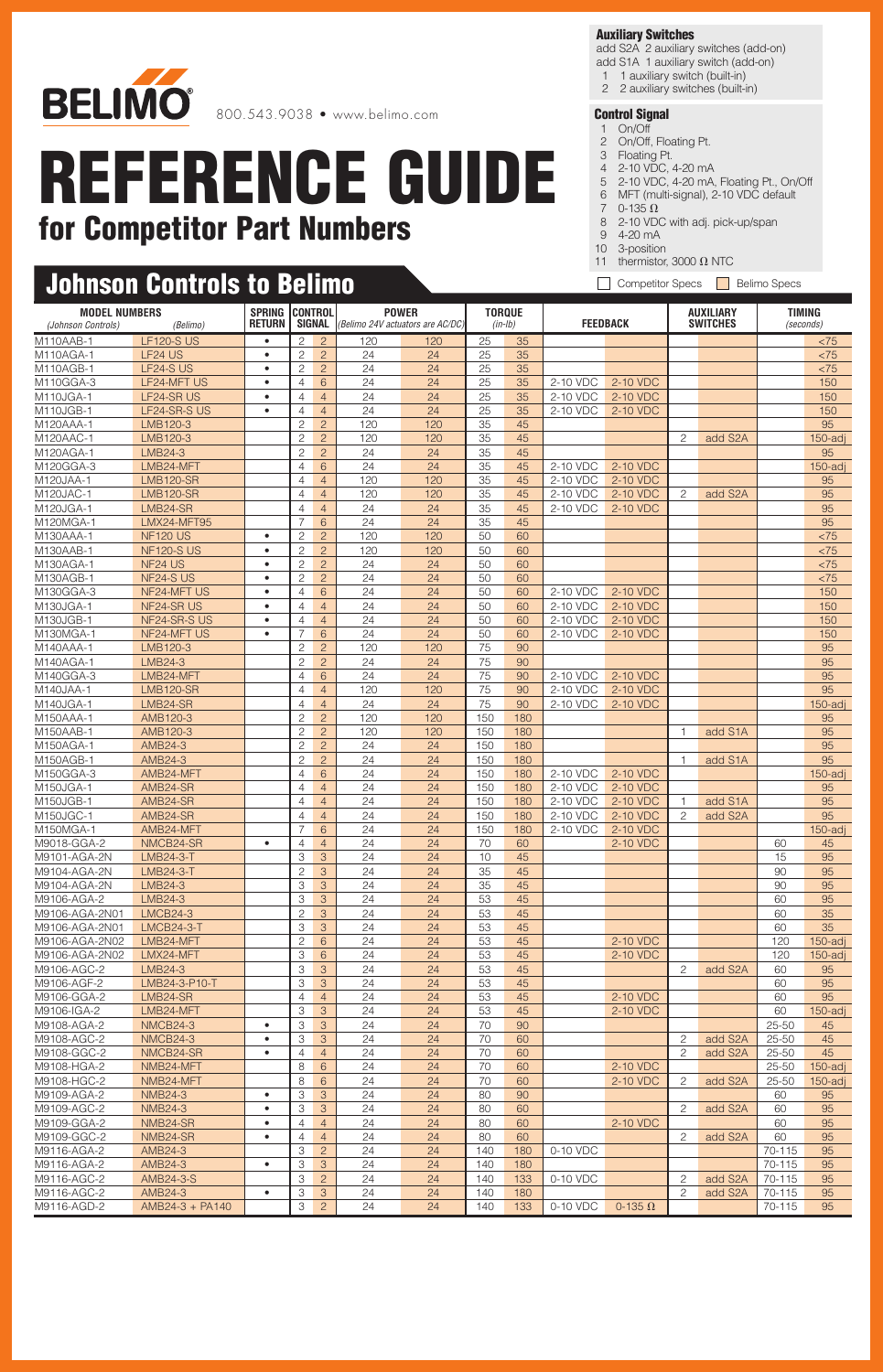BELIMO 800.543.9038 • www.belimo.com

# REFERENCE GUIDE

## for Competitor Part Numbers

**Auxiliary Switches**
add S2A 2 auxiliary switches (add-on)
add S1A 1 auxiliary switch (add-on)
1 1 auxiliary switch (built-in)
2 2 auxiliary switches (built-in)

**Control Signal**
1 On/Off
2 On/Off, Floating Pt.
3 Floating Pt.
4 2-10 VDC, 4-20 mA
5 2-10 VDC, 4-20 mA, Floating Pt., On/Off
6 MFT (multi-signal), 2-10 VDC default
7 0-135 Ω
8 2-10 VDC with adj. pick-up/span
9 4-20 mA
10 3-position
11 thermistor, 3000 Ω NTC

## Johnson Controls to Belimo

Competitor Specs | Belimo Specs

| MODEL NUMBERS (Johnson Controls) | (Belimo) | SPRING RETURN | CONTROL SIGNAL | | POWER (Belimo 24V actuators are AC/DC) | | TORQUE (in-lb) | | FEEDBACK | | AUXILIARY SWITCHES | | TIMING (seconds) | |
|---|---|---|---|---|---|---|---|---|---|---|---|---|---|---|
| M110AAB-1 | LF120-S US | • | 2 | 2 | 120 | 120 | 25 | 35 | | | | | | <75 |
| M110AGA-1 | LF24 US | • | 2 | 2 | 24 | 24 | 25 | 35 | | | | | | <75 |
| M110AGB-1 | LF24-S US | • | 2 | 2 | 24 | 24 | 25 | 35 | | | | | | <75 |
| M110GGA-3 | LF24-MFT US | • | 4 | 6 | 24 | 24 | 25 | 35 | 2-10 VDC | 2-10 VDC | | | | 150 |
| M110JGA-1 | LF24-SR US | • | 4 | 4 | 24 | 24 | 25 | 35 | 2-10 VDC | 2-10 VDC | | | | 150 |
| M110JGB-1 | LF24-SR-S US | • | 4 | 4 | 24 | 24 | 25 | 35 | 2-10 VDC | 2-10 VDC | | | | 150 |
| M120AAA-1 | LMB120-3 | | 2 | 2 | 120 | 120 | 35 | 45 | | | | | | 95 |
| M120AAC-1 | LMB120-3 | | 2 | 2 | 120 | 120 | 35 | 45 | | | 2 | add S2A | | 150-adj |
| M120AGA-1 | LMB24-3 | | 2 | 2 | 24 | 24 | 35 | 45 | | | | | | 95 |
| M120GGA-3 | LMB24-MFT | | 4 | 6 | 24 | 24 | 35 | 45 | 2-10 VDC | 2-10 VDC | | | | 150-adj |
| M120JAA-1 | LMB120-SR | | 4 | 4 | 120 | 120 | 35 | 45 | 2-10 VDC | 2-10 VDC | | | | 95 |
| M120JAC-1 | LMB120-SR | | 4 | 4 | 120 | 120 | 35 | 45 | 2-10 VDC | 2-10 VDC | 2 | add S2A | | 95 |
| M120JGA-1 | LMB24-SR | | 4 | 4 | 24 | 24 | 35 | 45 | 2-10 VDC | 2-10 VDC | | | | 95 |
| M120MGA-1 | LMX24-MFT95 | | 7 | 6 | 24 | 24 | 35 | 45 | | | | | | 95 |
| M130AAA-1 | NF120 US | • | 2 | 2 | 120 | 120 | 50 | 60 | | | | | | <75 |
| M130AAB-1 | NF120-S US | • | 2 | 2 | 120 | 120 | 50 | 60 | | | | | | <75 |
| M130AGA-1 | NF24 US | • | 2 | 2 | 24 | 24 | 50 | 60 | | | | | | <75 |
| M130AGB-1 | NF24-S US | • | 2 | 2 | 24 | 24 | 50 | 60 | | | | | | <75 |
| M130GGA-3 | NF24-MFT US | • | 4 | 6 | 24 | 24 | 50 | 60 | 2-10 VDC | 2-10 VDC | | | | 150 |
| M130JGA-1 | NF24-SR US | • | 4 | 4 | 24 | 24 | 50 | 60 | 2-10 VDC | 2-10 VDC | | | | 150 |
| M130JGB-1 | NF24-SR-S US | • | 4 | 4 | 24 | 24 | 50 | 60 | 2-10 VDC | 2-10 VDC | | | | 150 |
| M130MGA-1 | NF24-MFT US | • | 7 | 6 | 24 | 24 | 50 | 60 | 2-10 VDC | 2-10 VDC | | | | 150 |
| M140AAA-1 | LMB120-3 | | 2 | 2 | 120 | 120 | 75 | 90 | | | | | | 95 |
| M140AGA-1 | LMB24-3 | | 2 | 2 | 24 | 24 | 75 | 90 | | | | | | 95 |
| M140GGA-3 | LMB24-MFT | | 4 | 6 | 24 | 24 | 75 | 90 | 2-10 VDC | 2-10 VDC | | | | 95 |
| M140JAA-1 | LMB120-SR | | 4 | 4 | 120 | 120 | 75 | 90 | 2-10 VDC | 2-10 VDC | | | | 95 |
| M140JGA-1 | LMB24-SR | | 4 | 4 | 24 | 24 | 75 | 90 | 2-10 VDC | 2-10 VDC | | | | 150-adj |
| M150AAA-1 | AMB120-3 | | 2 | 2 | 120 | 120 | 150 | 180 | | | | | | 95 |
| M150AAB-1 | AMB120-3 | | 2 | 2 | 120 | 120 | 150 | 180 | | | 1 | add S1A | | 95 |
| M150AGA-1 | AMB24-3 | | 2 | 2 | 24 | 24 | 150 | 180 | | | | | | 95 |
| M150AGB-1 | AMB24-3 | | 2 | 2 | 24 | 24 | 150 | 180 | | | 1 | add S1A | | 95 |
| M150GGA-3 | AMB24-MFT | | 4 | 6 | 24 | 24 | 150 | 180 | 2-10 VDC | 2-10 VDC | | | | 150-adj |
| M150JGA-1 | AMB24-SR | | 4 | 4 | 24 | 24 | 150 | 180 | 2-10 VDC | 2-10 VDC | | | | 95 |
| M150JGB-1 | AMB24-SR | | 4 | 4 | 24 | 24 | 150 | 180 | 2-10 VDC | 2-10 VDC | 1 | add S1A | | 95 |
| M150JGC-1 | AMB24-SR | | 4 | 4 | 24 | 24 | 150 | 180 | 2-10 VDC | 2-10 VDC | 2 | add S2A | | 95 |
| M150MGA-1 | AMB24-MFT | | 7 | 6 | 24 | 24 | 150 | 180 | 2-10 VDC | 2-10 VDC | | | | 150-adj |
| M9018-GGA-2 | NMCB24-SR | • | 4 | 4 | 24 | 24 | 70 | 60 | | 2-10 VDC | | | 60 | 45 |
| M9101-AGA-2N | LMB24-3-T | | 3 | 3 | 24 | 24 | 10 | 45 | | | | | 15 | 95 |
| M9104-AGA-2N | LMB24-3-T | | 2 | 3 | 24 | 24 | 35 | 45 | | | | | 90 | 95 |
| M9104-AGA-2N | LMB24-3 | | 3 | 3 | 24 | 24 | 35 | 45 | | | | | 90 | 95 |
| M9106-AGA-2 | LMB24-3 | | 3 | 3 | 24 | 24 | 53 | 45 | | | | | 60 | 95 |
| M9106-AGA-2N01 | LMCB24-3 | | 2 | 3 | 24 | 24 | 53 | 45 | | | | | 60 | 35 |
| M9106-AGA-2N01 | LMCB24-3-T | | 3 | 3 | 24 | 24 | 53 | 45 | | | | | 60 | 35 |
| M9106-AGA-2N02 | LMB24-MFT | | 2 | 6 | 24 | 24 | 53 | 45 | | 2-10 VDC | | | 120 | 150-adj |
| M9106-AGA-2N02 | LMX24-MFT | | 3 | 6 | 24 | 24 | 53 | 45 | | 2-10 VDC | | | 120 | 150-adj |
| M9106-AGC-2 | LMB24-3 | | 3 | 3 | 24 | 24 | 53 | 45 | | | 2 | add S2A | 60 | 95 |
| M9106-AGF-2 | LMB24-3-P10-T | | 3 | 3 | 24 | 24 | 53 | 45 | | | | | 60 | 95 |
| M9106-GGA-2 | LMB24-SR | | 4 | 4 | 24 | 24 | 53 | 45 | | 2-10 VDC | | | 60 | 95 |
| M9106-IGA-2 | LMB24-MFT | | 3 | 3 | 24 | 24 | 53 | 45 | | 2-10 VDC | | | 60 | 150-adj |
| M9108-AGA-2 | NMCB24-3 | • | 3 | 3 | 24 | 24 | 70 | 90 | | | | | 25-50 | 45 |
| M9108-AGC-2 | NMCB24-3 | • | 3 | 3 | 24 | 24 | 70 | 60 | | | 2 | add S2A | 25-50 | 45 |
| M9108-GGC-2 | NMCB24-SR | • | 4 | 4 | 24 | 24 | 70 | 60 | | | 2 | add S2A | 25-50 | 45 |
| M9108-HGA-2 | NMB24-MFT | | 8 | 6 | 24 | 24 | 70 | 60 | | 2-10 VDC | | | 25-50 | 150-adj |
| M9108-HGC-2 | NMB24-MFT | | 8 | 6 | 24 | 24 | 70 | 60 | | 2-10 VDC | 2 | add S2A | 25-50 | 150-adj |
| M9109-AGA-2 | NMB24-3 | • | 3 | 3 | 24 | 24 | 80 | 90 | | | | | 60 | 95 |
| M9109-AGC-2 | NMB24-3 | • | 3 | 3 | 24 | 24 | 80 | 60 | | | 2 | add S2A | 60 | 95 |
| M9109-GGA-2 | NMB24-SR | • | 4 | 4 | 24 | 24 | 80 | 60 | | 2-10 VDC | | | 60 | 95 |
| M9109-GGC-2 | NMB24-SR | • | 4 | 4 | 24 | 24 | 80 | 60 | | | 2 | add S2A | 60 | 95 |
| M9116-AGA-2 | AMB24-3 | | 3 | 2 | 24 | 24 | 140 | 180 | 0-10 VDC | | | | 70-115 | 95 |
| M9116-AGA-2 | AMB24-3 | • | 3 | 3 | 24 | 24 | 140 | 180 | | | | | 70-115 | 95 |
| M9116-AGC-2 | AMB24-3-S | | 3 | 2 | 24 | 24 | 140 | 133 | 0-10 VDC | | 2 | add S2A | 70-115 | 95 |
| M9116-AGC-2 | AMB24-3 | • | 3 | 3 | 24 | 24 | 140 | 180 | | | 2 | add S2A | 70-115 | 95 |
| M9116-AGD-2 | AMB24-3 + PA140 | | 3 | 2 | 24 | 24 | 140 | 133 | 0-10 VDC | 0-135 Ω | | | 70-115 | 95 |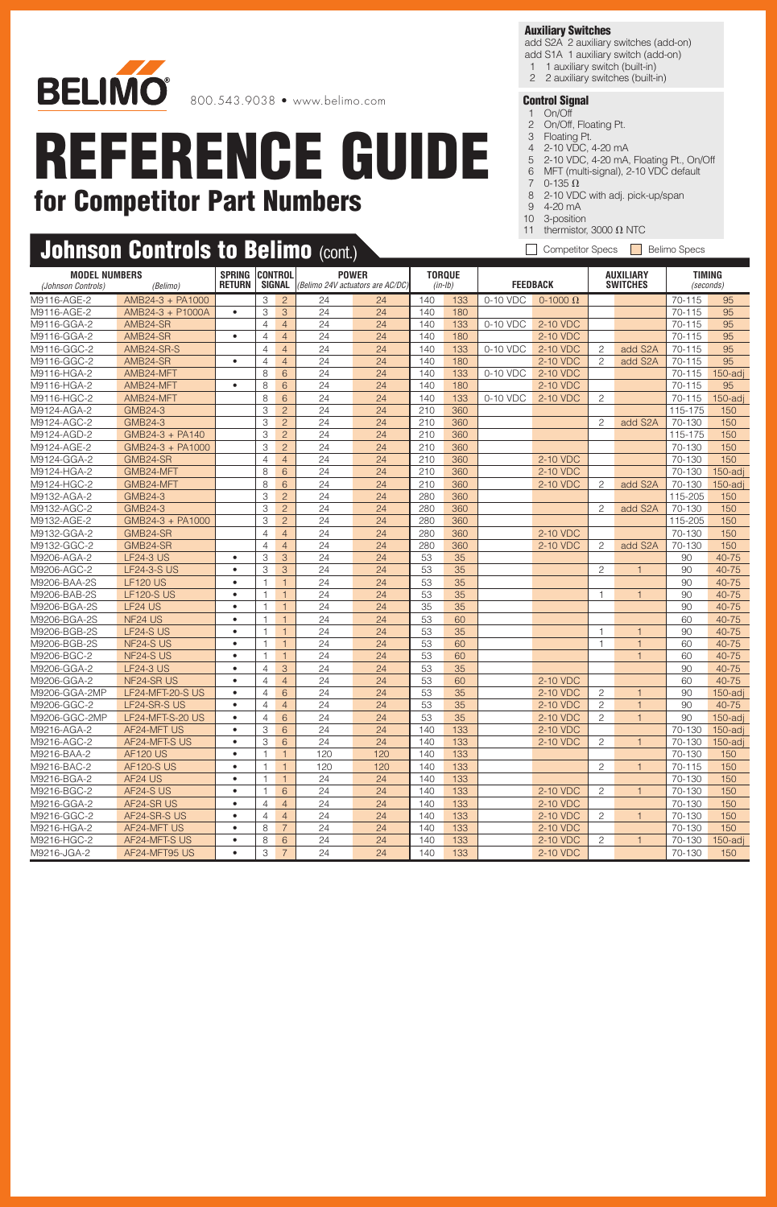BELIMO

800.543.9038 • www.belimo.com

# REFERENCE GUIDE
## for Competitor Part Numbers

**Auxiliary Switches**
add S2A 2 auxiliary switches (add-on)
add S1A 1 auxiliary switch (add-on)
1 1 auxiliary switch (built-in)
2 2 auxiliary switches (built-in)

**Control Signal**
1 On/Off
2 On/Off, Floating Pt.
3 Floating Pt.
4 2-10 VDC, 4-20 mA
5 2-10 VDC, 4-20 mA, Floating Pt., On/Off
6 MFT (multi-signal), 2-10 VDC default
7 0-135 Ω
8 2-10 VDC with adj. pick-up/span
9 4-20 mA
10 3-position
11 thermistor, 3000 Ω NTC

## Johnson Controls to Belimo (cont.)

Competitor Specs | Belimo Specs

| MODEL NUMBERS (Johnson Controls) | (Belimo) | SPRING RETURN | CONTROL SIGNAL | | POWER (Belimo 24V actuators are AC/DC) | | TORQUE (in-lb) | | FEEDBACK | | AUXILIARY SWITCHES | | TIMING (seconds) | |
|---|---|---|---|---|---|---|---|---|---|---|---|---|---|---|
| M9116-AGE-2 | AMB24-3 + P1000A | | 3 | 2 | 24 | 24 | 140 | 133 | 0-10 VDC | 0-1000 Ω | | | 70-115 | 95 |
| M9116-AGE-2 | AMB24-3 + P1000A | • | 3 | 3 | 24 | 24 | 140 | 180 | | | | | 70-115 | 95 |
| M9116-GGA-2 | AMB24-SR | | 4 | 4 | 24 | 24 | 140 | 133 | 0-10 VDC | 2-10 VDC | | | 70-115 | 95 |
| M9116-GGA-2 | AMB24-SR | • | 4 | 4 | 24 | 24 | 140 | 180 | | 2-10 VDC | | | 70-115 | 95 |
| M9116-GGC-2 | AMB24-SR-S | | 4 | 4 | 24 | 24 | 140 | 133 | 0-10 VDC | 2-10 VDC | 2 | add S2A | 70-115 | 95 |
| M9116-GGC-2 | AMB24-SR | • | 4 | 4 | 24 | 24 | 140 | 180 | | 2-10 VDC | 2 | add S2A | 70-115 | 95 |
| M9116-HGA-2 | AMB24-MFT | | 8 | 6 | 24 | 24 | 140 | 133 | 0-10 VDC | 2-10 VDC | | | 70-115 | 150-adj |
| M9116-HGA-2 | AMB24-MFT | • | 8 | 6 | 24 | 24 | 140 | 180 | | 2-10 VDC | | | 70-115 | 95 |
| M9116-HGC-2 | AMB24-MFT | | 8 | 6 | 24 | 24 | 140 | 133 | 0-10 VDC | 2-10 VDC | 2 | | 70-115 | 150-adj |
| M9124-AGA-2 | GMB24-3 | | 3 | 2 | 24 | 24 | 210 | 360 | | | | | 115-175 | 150 |
| M9124-AGC-2 | GMB24-3 | | 3 | 2 | 24 | 24 | 210 | 360 | | | 2 | add S2A | 70-130 | 150 |
| M9124-AGD-2 | GMB24-3 + PA140 | | 3 | 2 | 24 | 24 | 210 | 360 | | | | | 115-175 | 150 |
| M9124-AGE-2 | GMB24-3 + PA1000 | | 3 | 2 | 24 | 24 | 210 | 360 | | | | | 70-130 | 150 |
| M9124-GGA-2 | GMB24-SR | | 4 | 4 | 24 | 24 | 210 | 360 | | 2-10 VDC | | | 70-130 | 150 |
| M9124-HGA-2 | GMB24-MFT | | 8 | 6 | 24 | 24 | 210 | 360 | | 2-10 VDC | | | 70-130 | 150-adj |
| M9124-HGC-2 | GMB24-MFT | | 8 | 6 | 24 | 24 | 210 | 360 | | 2-10 VDC | 2 | add S2A | 70-130 | 150-adj |
| M9132-AGA-2 | GMB24-3 | | 3 | 2 | 24 | 24 | 280 | 360 | | | | | 115-205 | 150 |
| M9132-AGC-2 | GMB24-3 | | 3 | 2 | 24 | 24 | 280 | 360 | | | 2 | add S2A | 70-130 | 150 |
| M9132-AGE-2 | GMB24-3 + PA1000 | | 3 | 2 | 24 | 24 | 280 | 360 | | | | | 115-205 | 150 |
| M9132-GGA-2 | GMB24-SR | | 4 | 4 | 24 | 24 | 280 | 360 | | 2-10 VDC | | | 70-130 | 150 |
| M9132-GGC-2 | GMB24-SR | | 4 | 4 | 24 | 24 | 280 | 360 | | 2-10 VDC | 2 | add S2A | 70-130 | 150 |
| M9206-AGA-2 | LF24-3 US | • | 3 | 3 | 24 | 24 | 53 | 35 | | | | | 90 | 40-75 |
| M9206-AGC-2 | LF24-3-S US | • | 3 | 3 | 24 | 24 | 53 | 35 | | | 2 | 1 | 90 | 40-75 |
| M9206-BAA-2S | LF120 US | • | 1 | 1 | 24 | 24 | 53 | 35 | | | | | 90 | 40-75 |
| M9206-BAB-2S | LF120-S US | • | 1 | 1 | 24 | 24 | 53 | 35 | | | 1 | 1 | 90 | 40-75 |
| M9206-BGA-2S | LF24 US | • | 1 | 1 | 24 | 24 | 35 | 35 | | | | | 90 | 40-75 |
| M9206-BGA-2S | NF24 US | • | 1 | 1 | 24 | 24 | 53 | 60 | | | | | 60 | 40-75 |
| M9206-BGB-2S | LF24-S US | • | 1 | 1 | 24 | 24 | 53 | 35 | | | 1 | 1 | 90 | 40-75 |
| M9206-BGB-2S | NF24-S US | • | 1 | 1 | 24 | 24 | 53 | 60 | | | 1 | 1 | 60 | 40-75 |
| M9206-BGC-2 | NF24-S US | • | 1 | 1 | 24 | 24 | 53 | 60 | | | | 1 | 60 | 40-75 |
| M9206-GGA-2 | LF24-3 US | • | 4 | 3 | 24 | 24 | 53 | 35 | | | | | 90 | 40-75 |
| M9206-GGA-2 | NF24-SR US | • | 4 | 4 | 24 | 24 | 53 | 60 | | 2-10 VDC | | | 60 | 40-75 |
| M9206-GGA-2MP | LF24-MFT-20-S US | • | 4 | 6 | 24 | 24 | 53 | 35 | | 2-10 VDC | 2 | 1 | 90 | 150-adj |
| M9206-GGC-2 | LF24-SR-S US | • | 4 | 4 | 24 | 24 | 53 | 35 | | 2-10 VDC | 2 | 1 | 90 | 40-75 |
| M9206-GGC-2MP | LF24-MFT-S-20 US | • | 4 | 6 | 24 | 24 | 53 | 35 | | 2-10 VDC | 2 | 1 | 90 | 150-adj |
| M9216-AGA-2 | AF24-MFT US | • | 3 | 6 | 24 | 24 | 140 | 133 | | 2-10 VDC | | | 70-130 | 150-adj |
| M9216-AGC-2 | AF24-MFT-S US | • | 3 | 6 | 24 | 24 | 140 | 133 | | 2-10 VDC | 2 | 1 | 70-130 | 150-adj |
| M9216-BAA-2 | AF120 US | • | 1 | 1 | 120 | 120 | 140 | 133 | | | | | 70-130 | 150 |
| M9216-BAC-2 | AF120-S US | • | 1 | 1 | 120 | 120 | 140 | 133 | | | 2 | 1 | 70-115 | 150 |
| M9216-BGA-2 | AF24 US | • | 1 | 1 | 24 | 24 | 140 | 133 | | | | | 70-130 | 150 |
| M9216-BGC-2 | AF24-S US | • | 1 | 6 | 24 | 24 | 140 | 133 | | 2-10 VDC | 2 | 1 | 70-130 | 150 |
| M9216-GGA-2 | AF24-SR US | • | 4 | 4 | 24 | 24 | 140 | 133 | | 2-10 VDC | | | 70-130 | 150 |
| M9216-GGC-2 | AF24-SR-S US | • | 4 | 4 | 24 | 24 | 140 | 133 | | 2-10 VDC | 2 | 1 | 70-130 | 150 |
| M9216-HGA-2 | AF24-MFT US | • | 8 | 7 | 24 | 24 | 140 | 133 | | 2-10 VDC | | | 70-130 | 150 |
| M9216-HGC-2 | AF24-MFT-S US | • | 8 | 6 | 24 | 24 | 140 | 133 | | 2-10 VDC | 2 | 1 | 70-130 | 150-adj |
| M9216-JGA-2 | AF24-MFT95 US | • | 3 | 7 | 24 | 24 | 140 | 133 | | 2-10 VDC | | | 70-130 | 150 |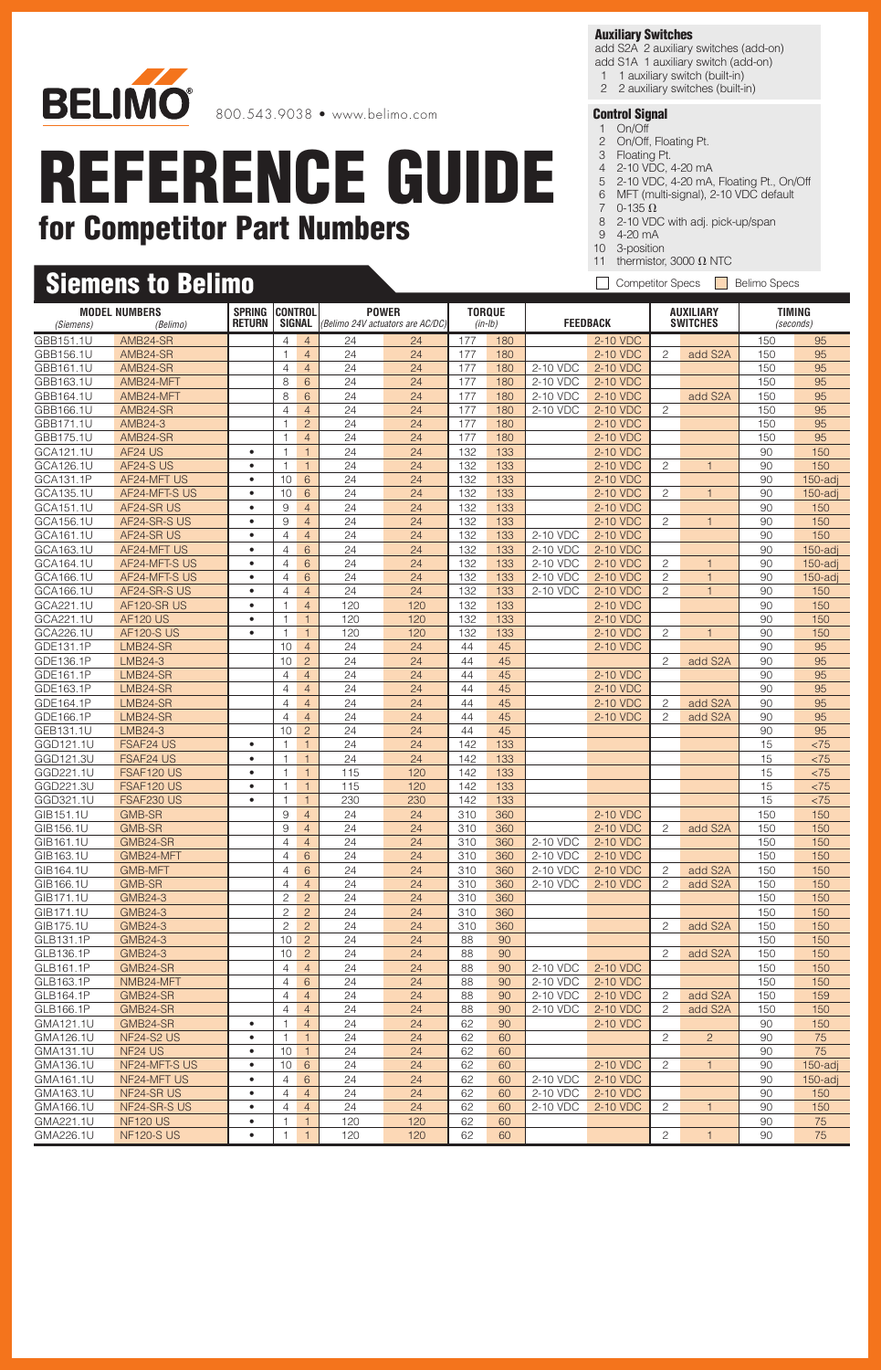BELIMO® 800.543.9038 • www.belimo.com

# REFERENCE GUIDE
## for Competitor Part Numbers

**Auxiliary Switches**
- add S2A 2 auxiliary switches (add-on)
- add S1A 1 auxiliary switch (add-on)
- 1 1 auxiliary switch (built-in)
- 2 2 auxiliary switches (built-in)

**Control Signal**
1. On/Off
2. On/Off, Floating Pt.
3. Floating Pt.
4. 2-10 VDC, 4-20 mA
5. 2-10 VDC, 4-20 mA, Floating Pt., On/Off
6. MFT (multi-signal), 2-10 VDC default
7. 0-135 Ω
8. 2-10 VDC with adj. pick-up/span
9. 4-20 mA
10. 3-position
11. thermistor, 3000 Ω NTC

## Siemens to Belimo

Competitor Specs | Belimo Specs

| MODEL NUMBERS (Siemens) | (Belimo) | SPRING RETURN | CONTROL SIGNAL | | POWER (Belimo 24V actuators are AC/DC) | | TORQUE (in-lb) | | FEEDBACK | | AUXILIARY SWITCHES | | TIMING (seconds) | |
|---|---|---|---|---|---|---|---|---|---|---|---|---|---|---|
| GBB151.1U | AMB24-SR | | 4 | 4 | 24 | 24 | 177 | 180 | | 2-10 VDC | | | 150 | 95 |
| GBB156.1U | AMB24-SR | | 1 | 4 | 24 | 24 | 177 | 180 | | 2-10 VDC | 2 | add S2A | 150 | 95 |
| GBB161.1U | AMB24-SR | | 4 | 4 | 24 | 24 | 177 | 180 | 2-10 VDC | 2-10 VDC | | | 150 | 95 |
| GBB163.1U | AMB24-MFT | | 8 | 6 | 24 | 24 | 177 | 180 | 2-10 VDC | 2-10 VDC | | | 150 | 95 |
| GBB164.1U | AMB24-MFT | | 8 | 6 | 24 | 24 | 177 | 180 | 2-10 VDC | 2-10 VDC | | add S2A | 150 | 95 |
| GBB166.1U | AMB24-SR | | 4 | 4 | 24 | 24 | 177 | 180 | 2-10 VDC | 2-10 VDC | 2 | | 150 | 95 |
| GBB171.1U | AMB24-3 | | 1 | 2 | 24 | 24 | 177 | 180 | | 2-10 VDC | | | 150 | 95 |
| GBB175.1U | AMB24-SR | | 1 | 4 | 24 | 24 | 177 | 180 | | 2-10 VDC | | | 150 | 95 |
| GCA121.1U | AF24 US | • | 1 | 1 | 24 | 24 | 132 | 133 | | 2-10 VDC | | | 90 | 150 |
| GCA126.1U | AF24-S US | • | 1 | 1 | 24 | 24 | 132 | 133 | | 2-10 VDC | 2 | 1 | 90 | 150 |
| GCA131.1P | AF24-MFT US | • | 10 | 6 | 24 | 24 | 132 | 133 | | 2-10 VDC | | | 90 | 150-adj |
| GCA135.1U | AF24-MFT-S US | • | 10 | 6 | 24 | 24 | 132 | 133 | | 2-10 VDC | 2 | 1 | 90 | 150-adj |
| GCA151.1U | AF24-SR US | • | 9 | 4 | 24 | 24 | 132 | 133 | | 2-10 VDC | | | 90 | 150 |
| GCA156.1U | AF24-SR-S US | • | 9 | 4 | 24 | 24 | 132 | 133 | | 2-10 VDC | 2 | 1 | 90 | 150 |
| GCA161.1U | AF24-SR US | • | 4 | 4 | 24 | 24 | 132 | 133 | 2-10 VDC | 2-10 VDC | | | 90 | 150 |
| GCA163.1U | AF24-MFT US | • | 4 | 6 | 24 | 24 | 132 | 133 | 2-10 VDC | 2-10 VDC | | | 90 | 150-adj |
| GCA164.1U | AF24-MFT-S US | • | 4 | 6 | 24 | 24 | 132 | 133 | 2-10 VDC | 2-10 VDC | 2 | 1 | 90 | 150-adj |
| GCA166.1U | AF24-MFT-S US | • | 4 | 6 | 24 | 24 | 132 | 133 | 2-10 VDC | 2-10 VDC | 2 | 1 | 90 | 150-adj |
| GCA166.1U | AF24-SR-S US | • | 4 | 4 | 24 | 24 | 132 | 133 | 2-10 VDC | 2-10 VDC | 2 | 1 | 90 | 150 |
| GCA221.1U | AF120-SR US | • | 1 | 4 | 120 | 120 | 132 | 133 | | 2-10 VDC | | | 90 | 150 |
| GCA221.1U | AF120 US | • | 1 | 1 | 120 | 120 | 132 | 133 | | 2-10 VDC | | | 90 | 150 |
| GCA226.1U | AF120-S US | • | 1 | 1 | 120 | 120 | 132 | 133 | | 2-10 VDC | 2 | 1 | 90 | 150 |
| GDE131.1P | LMB24-SR | | 10 | 4 | 24 | 24 | 44 | 45 | | 2-10 VDC | | | 90 | 95 |
| GDE136.1P | LMB24-3 | | 10 | 2 | 24 | 24 | 44 | 45 | | | 2 | add S2A | 90 | 95 |
| GDE161.1P | LMB24-SR | | 4 | 4 | 24 | 24 | 44 | 45 | | 2-10 VDC | | | 90 | 95 |
| GDE163.1P | LMB24-SR | | 4 | 4 | 24 | 24 | 44 | 45 | | 2-10 VDC | | | 90 | 95 |
| GDE164.1P | LMB24-SR | | 4 | 4 | 24 | 24 | 44 | 45 | | 2-10 VDC | 2 | add S2A | 90 | 95 |
| GDE166.1P | LMB24-SR | | 4 | 4 | 24 | 24 | 44 | 45 | | 2-10 VDC | 2 | add S2A | 90 | 95 |
| GEB131.1U | LMB24-3 | | 10 | 2 | 24 | 24 | 44 | 45 | | | | | 90 | 95 |
| GGD121.1U | FSAF24 US | • | 1 | 1 | 24 | 24 | 142 | 133 | | | | | 15 | <75 |
| GGD121.3U | FSAF24 US | • | 1 | 1 | 24 | 24 | 142 | 133 | | | | | 15 | <75 |
| GGD221.1U | FSAF120 US | • | 1 | 1 | 115 | 120 | 142 | 133 | | | | | 15 | <75 |
| GGD221.3U | FSAF120 US | • | 1 | 1 | 115 | 120 | 142 | 133 | | | | | 15 | <75 |
| GGD321.1U | FSAF230 US | • | 1 | 1 | 230 | 230 | 142 | 133 | | | | | 15 | <75 |
| GIB151.1U | GMB-SR | | 9 | 4 | 24 | 24 | 310 | 360 | | 2-10 VDC | | | 150 | 150 |
| GIB156.1U | GMB-SR | | 9 | 4 | 24 | 24 | 310 | 360 | | 2-10 VDC | 2 | add S2A | 150 | 150 |
| GIB161.1U | GMB24-SR | | 4 | 4 | 24 | 24 | 310 | 360 | 2-10 VDC | 2-10 VDC | | | 150 | 150 |
| GIB163.1U | GMB24-MFT | | 4 | 6 | 24 | 24 | 310 | 360 | 2-10 VDC | 2-10 VDC | | | 150 | 150 |
| GIB164.1U | GMB-MFT | | 4 | 6 | 24 | 24 | 310 | 360 | 2-10 VDC | 2-10 VDC | 2 | add S2A | 150 | 150 |
| GIB166.1U | GMB-SR | | 4 | 4 | 24 | 24 | 310 | 360 | 2-10 VDC | 2-10 VDC | 2 | add S2A | 150 | 150 |
| GIB171.1U | GMB24-3 | | 2 | 2 | 24 | 24 | 310 | 360 | | | | | 150 | 150 |
| GIB171.1U | GMB24-3 | | 2 | 2 | 24 | 24 | 310 | 360 | | | | | 150 | 150 |
| GIB175.1U | GMB24-3 | | 2 | 2 | 24 | 24 | 310 | 360 | | | 2 | add S2A | 150 | 150 |
| GLB131.1P | GMB24-3 | | 10 | 2 | 24 | 24 | 88 | 90 | | | | | 150 | 150 |
| GLB136.1P | GMB24-3 | | 10 | 2 | 24 | 24 | 88 | 90 | | | 2 | add S2A | 150 | 150 |
| GLB161.1P | GMB24-SR | | 4 | 4 | 24 | 24 | 88 | 90 | 2-10 VDC | 2-10 VDC | | | 150 | 150 |
| GLB163.1P | NMB24-MFT | | 4 | 6 | 24 | 24 | 88 | 90 | 2-10 VDC | 2-10 VDC | | | 150 | 150 |
| GLB164.1P | GMB24-SR | | 4 | 4 | 24 | 24 | 88 | 90 | 2-10 VDC | 2-10 VDC | 2 | add S2A | 150 | 159 |
| GLB166.1P | GMB24-SR | | 4 | 4 | 24 | 24 | 88 | 90 | 2-10 VDC | 2-10 VDC | 2 | add S2A | 150 | 150 |
| GMA121.1U | GMB24-SR | • | 1 | 4 | 24 | 24 | 62 | 90 | | 2-10 VDC | | | 90 | 150 |
| GMA126.1U | NF24-S2 US | • | 1 | 1 | 24 | 24 | 62 | 60 | | | 2 | 2 | 90 | 75 |
| GMA131.1U | NF24 US | • | 10 | 1 | 24 | 24 | 62 | 60 | | | | | 90 | 75 |
| GMA136.1U | NF24-MFT-S US | • | 10 | 6 | 24 | 24 | 62 | 60 | | 2-10 VDC | 2 | 1 | 90 | 150-adj |
| GMA161.1U | NF24-MFT US | • | 4 | 6 | 24 | 24 | 62 | 60 | 2-10 VDC | 2-10 VDC | | | 90 | 150-adj |
| GMA163.1U | NF24-SR US | • | 4 | 4 | 24 | 24 | 62 | 60 | 2-10 VDC | 2-10 VDC | | | 90 | 150 |
| GMA166.1U | NF24-SR-S US | • | 4 | 4 | 24 | 24 | 62 | 60 | 2-10 VDC | 2-10 VDC | 2 | 1 | 90 | 150 |
| GMA221.1U | NF120 US | • | 1 | 1 | 120 | 120 | 62 | 60 | | | | | 90 | 75 |
| GMA226.1U | NF120-S US | • | 1 | 1 | 120 | 120 | 62 | 60 | | | 2 | 1 | 90 | 75 |